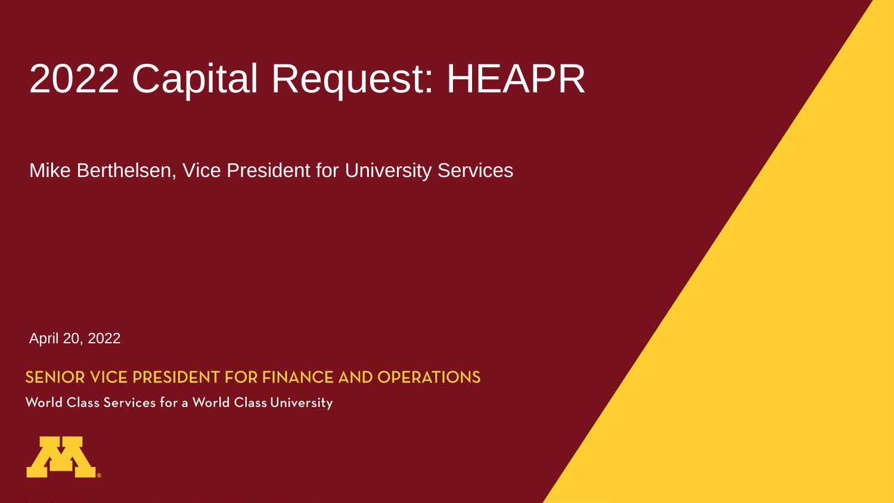# 2022 Capital Request: HEAPR

Mike Berthelsen, Vice President for University Services

April 20, 2022

SENIOR VICE PRESIDENT FOR FINANCE AND OPERATIONS

World Class Services for a World Class University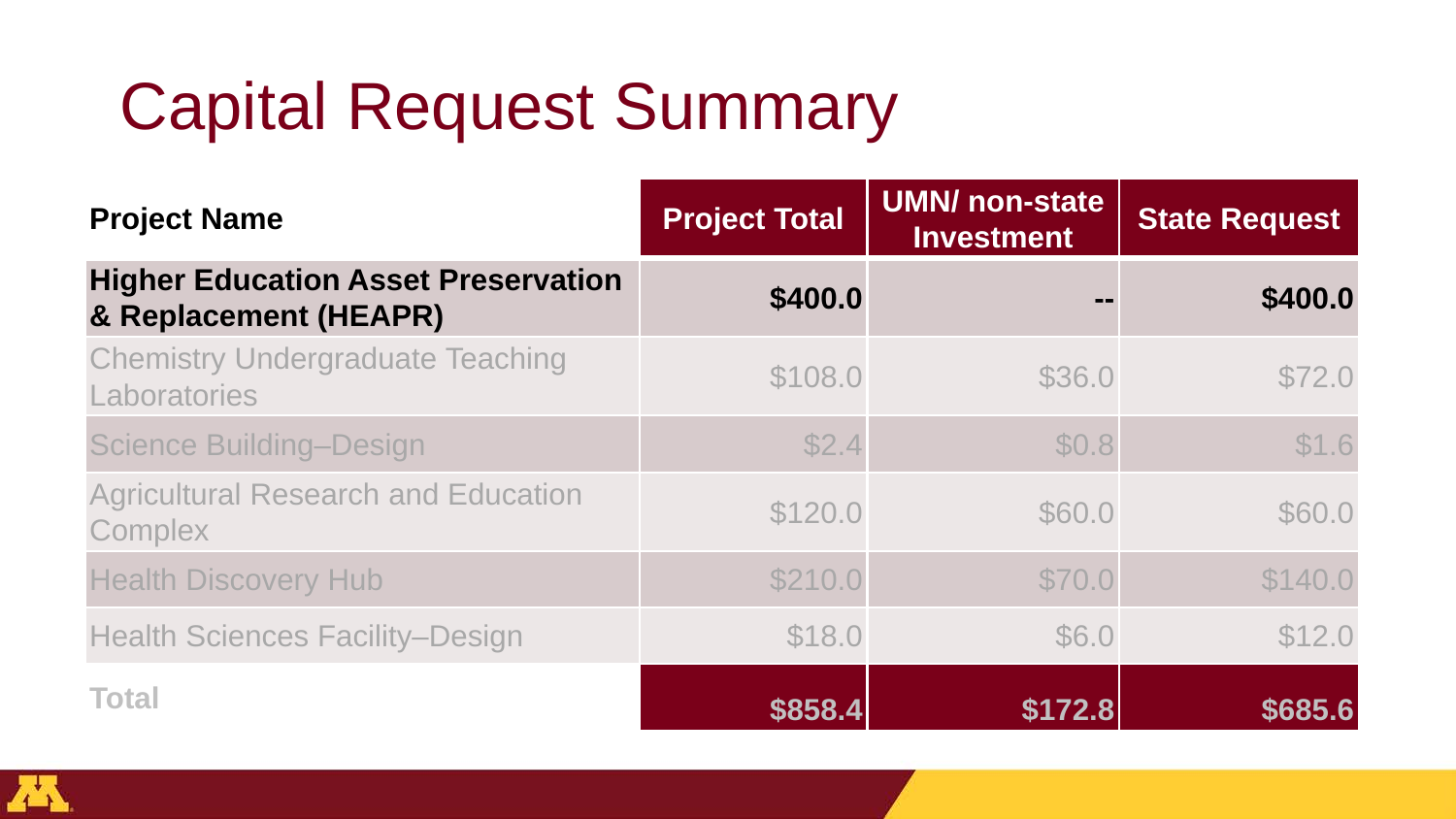# Capital Request Summary

| Project Name | Project Total | UMN/ non-state Investment | State Request |
|---|---|---|---|
| **Higher Education Asset Preservation & Replacement (HEAPR)** | **$400.0** | **--** | **$400.0** |
| Chemistry Undergraduate Teaching Laboratories | $108.0 | $36.0 | $72.0 |
| Science Building–Design | $2.4 | $0.8 | $1.6 |
| Agricultural Research and Education Complex | $120.0 | $60.0 | $60.0 |
| Health Discovery Hub | $210.0 | $70.0 | $140.0 |
| Health Sciences Facility–Design | $18.0 | $6.0 | $12.0 |
| **Total** | **$858.4** | **$172.8** | **$685.6** |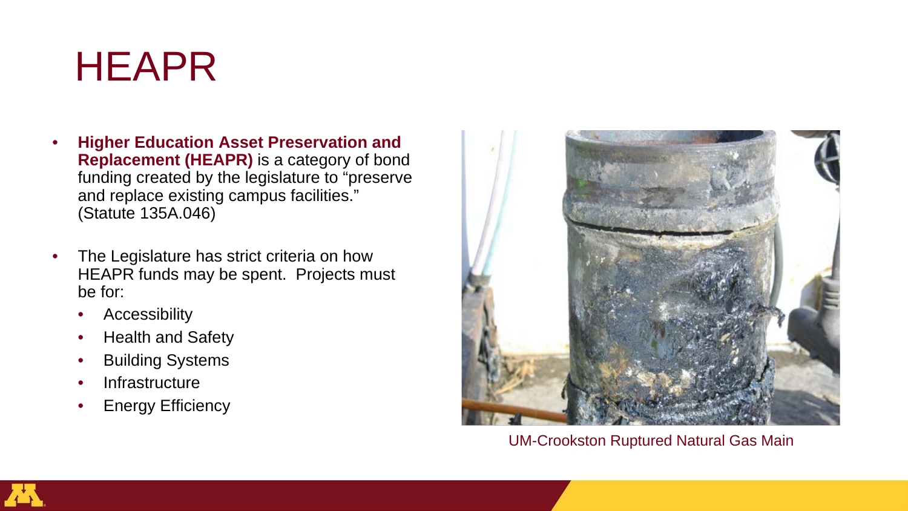# HEAPR

- **Higher Education Asset Preservation and Replacement (HEAPR)** is a category of bond funding created by the legislature to "preserve and replace existing campus facilities." (Statute 135A.046)
- The Legislature has strict criteria on how HEAPR funds may be spent. Projects must be for:
  - Accessibility
  - Health and Safety
  - Building Systems
  - Infrastructure
  - Energy Efficiency

UM-Crookston Ruptured Natural Gas Main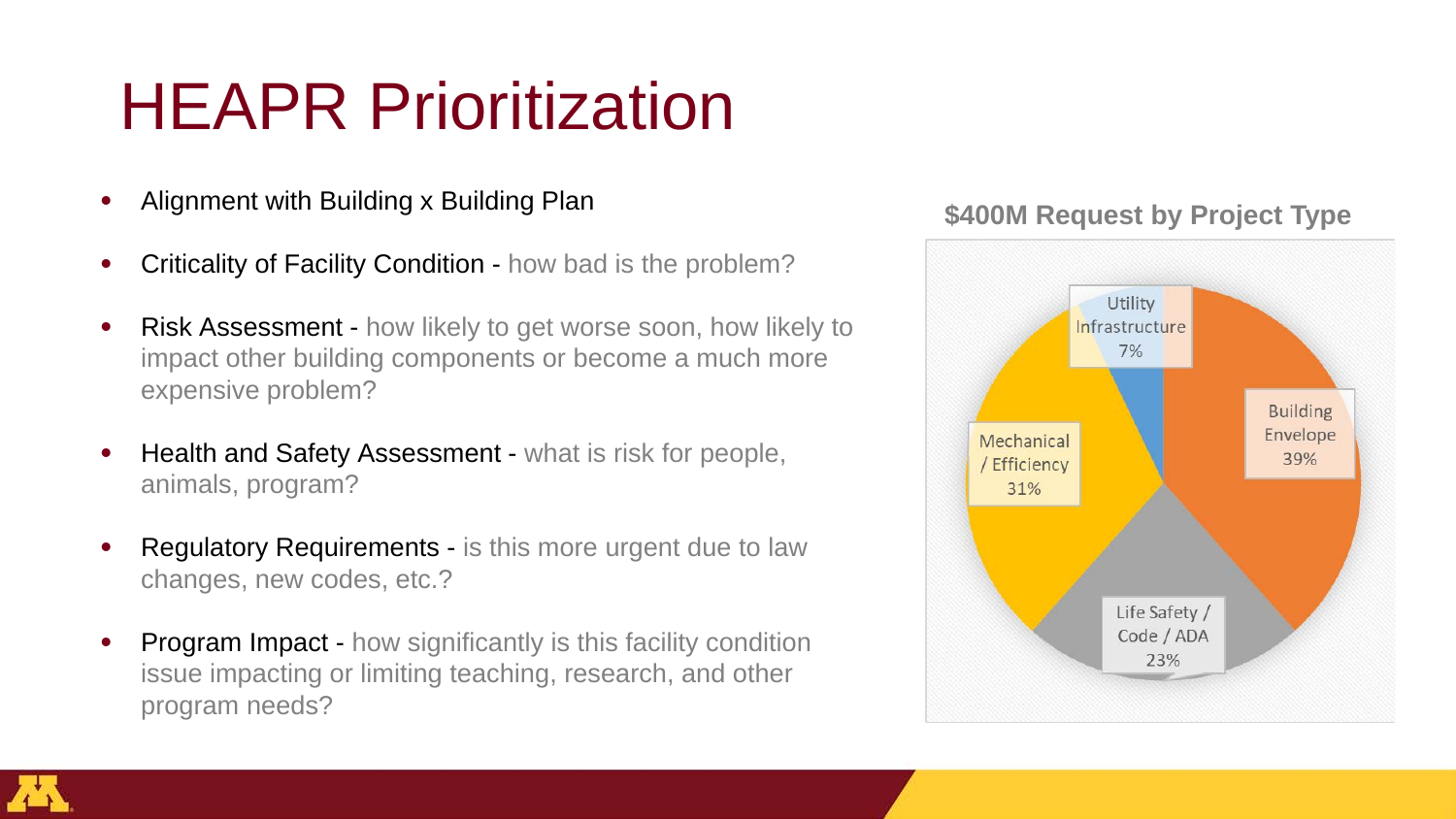# HEAPR Prioritization

- Alignment with Building x Building Plan
- Criticality of Facility Condition - how bad is the problem?
- Risk Assessment - how likely to get worse soon, how likely to impact other building components or become a much more expensive problem?
- Health and Safety Assessment - what is risk for people, animals, program?
- Regulatory Requirements - is this more urgent due to law changes, new codes, etc.?
- Program Impact - how significantly is this facility condition issue impacting or limiting teaching, research, and other program needs?

**$400M Request by Project Type**

| Project Type | Share |
| --- | --- |
| Building Envelope | 39% |
| Life Safety / Code / ADA | 23% |
| Mechanical / Efficiency | 31% |
| Utility Infrastructure | 7% |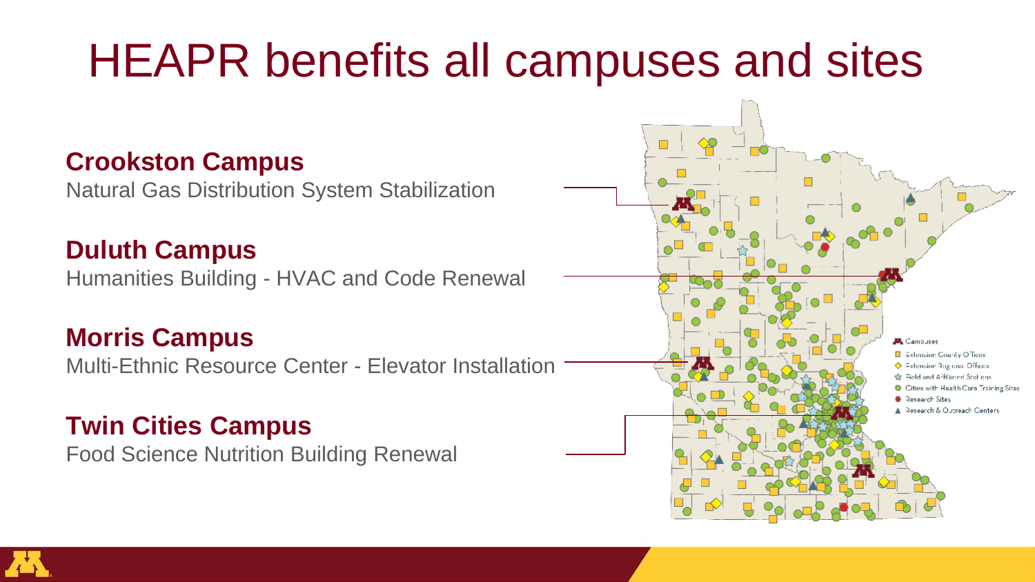# HEAPR benefits all campuses and sites

**Crookston Campus**
Natural Gas Distribution System Stabilization

**Duluth Campus**
Humanities Building - HVAC and Code Renewal

**Morris Campus**
Multi-Ethnic Resource Center - Elevator Installation

**Twin Cities Campus**
Food Science Nutrition Building Renewal

- Campuses
- Extension County Offices
- Extension Regional Offices
- Field and Affiliated Stations
- Cities with Health Care Training Sites
- Research Sites
- Research & Outreach Centers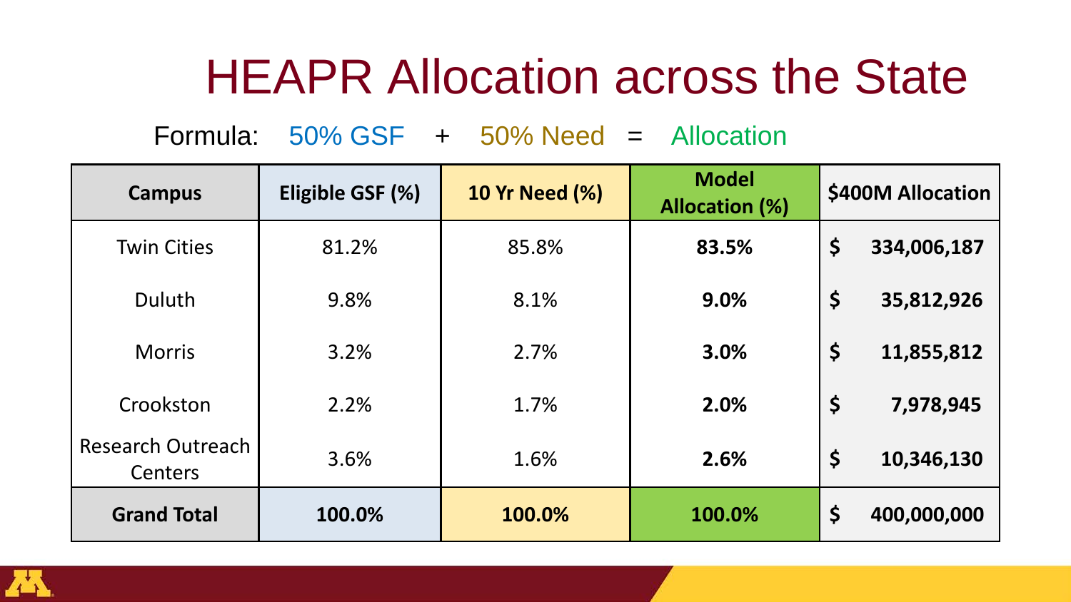# HEAPR Allocation across the State

Formula: 50% GSF + 50% Need = Allocation

| Campus | Eligible GSF (%) | 10 Yr Need (%) | Model Allocation (%) | $400M Allocation |
|---|---|---|---|---|
| Twin Cities | 81.2% | 85.8% | **83.5%** | **$ 334,006,187** |
| Duluth | 9.8% | 8.1% | **9.0%** | **$ 35,812,926** |
| Morris | 3.2% | 2.7% | **3.0%** | **$ 11,855,812** |
| Crookston | 2.2% | 1.7% | **2.0%** | **$ 7,978,945** |
| Research Outreach Centers | 3.6% | 1.6% | **2.6%** | **$ 10,346,130** |
| **Grand Total** | **100.0%** | **100.0%** | **100.0%** | **$ 400,000,000** |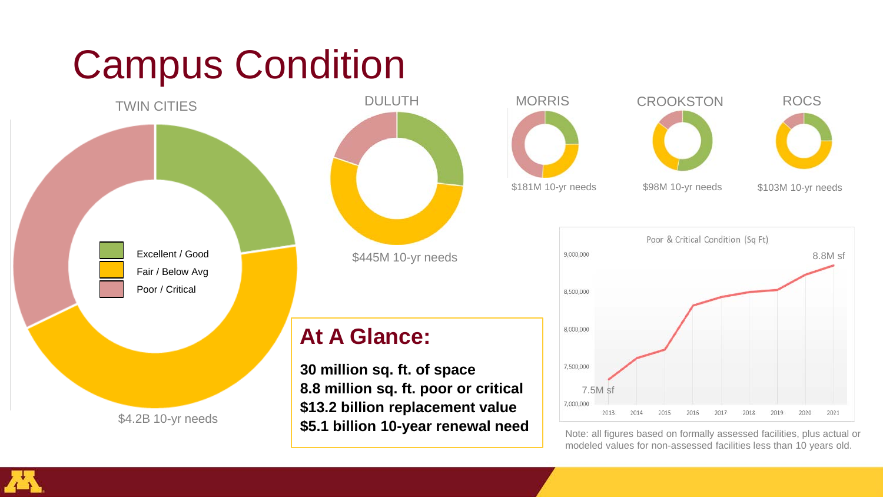# Campus Condition

TWIN CITIES

- Excellent / Good
- Fair / Below Avg
- Poor / Critical

$4.2B 10-yr needs

DULUTH

$445M 10-yr needs

MORRIS

$181M 10-yr needs

CROOKSTON

$98M 10-yr needs

ROCS

$103M 10-yr needs

## At A Glance:

**30 million sq. ft. of space**
**8.8 million sq. ft. poor or critical**
**$13.2 billion replacement value**
**$5.1 billion 10-year renewal need**

Poor & Critical Condition (Sq Ft)

7.5M sf (2013) — 8.8M sf (2021)

Note: all figures based on formally assessed facilities, plus actual or modeled values for non-assessed facilities less than 10 years old.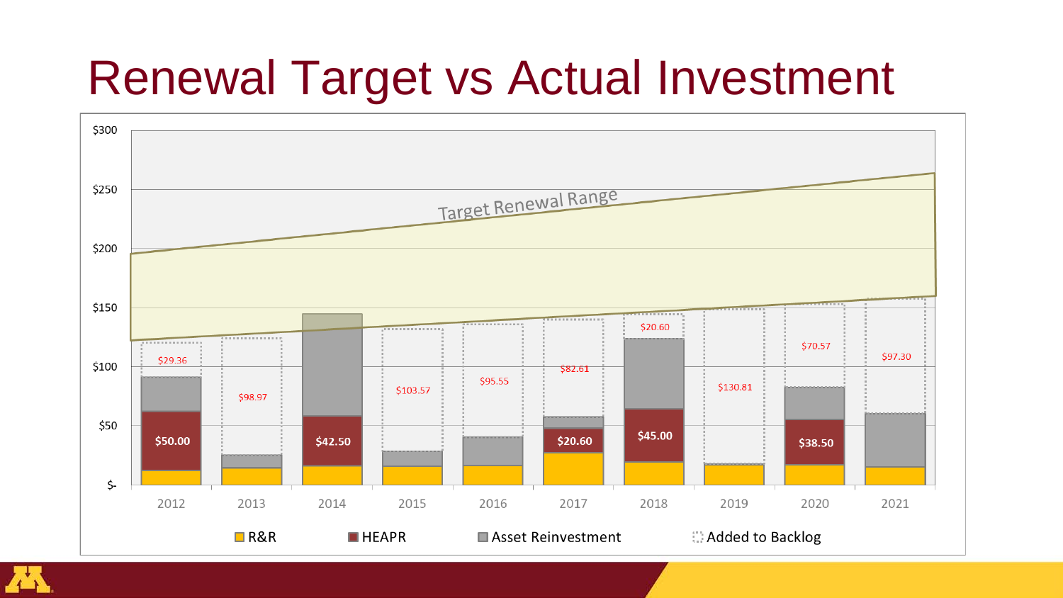# Renewal Target vs Actual Investment

| Year | R&R | HEAPR | Asset Reinvestment | Added to Backlog |
|---|---|---|---|---|
| 2012 | | $50.00 | | $29.36 |
| 2013 | | | | $98.97 |
| 2014 | | $42.50 | | |
| 2015 | | | | $103.57 |
| 2016 | | | | $95.55 |
| 2017 | | $20.60 | | $82.61 |
| 2018 | | $45.00 | | $20.60 |
| 2019 | | | | $130.81 |
| 2020 | | $38.50 | | $70.57 |
| 2021 | | | | $97.30 |

Target Renewal Range

Legend: R&R, HEAPR, Asset Reinvestment, Added to Backlog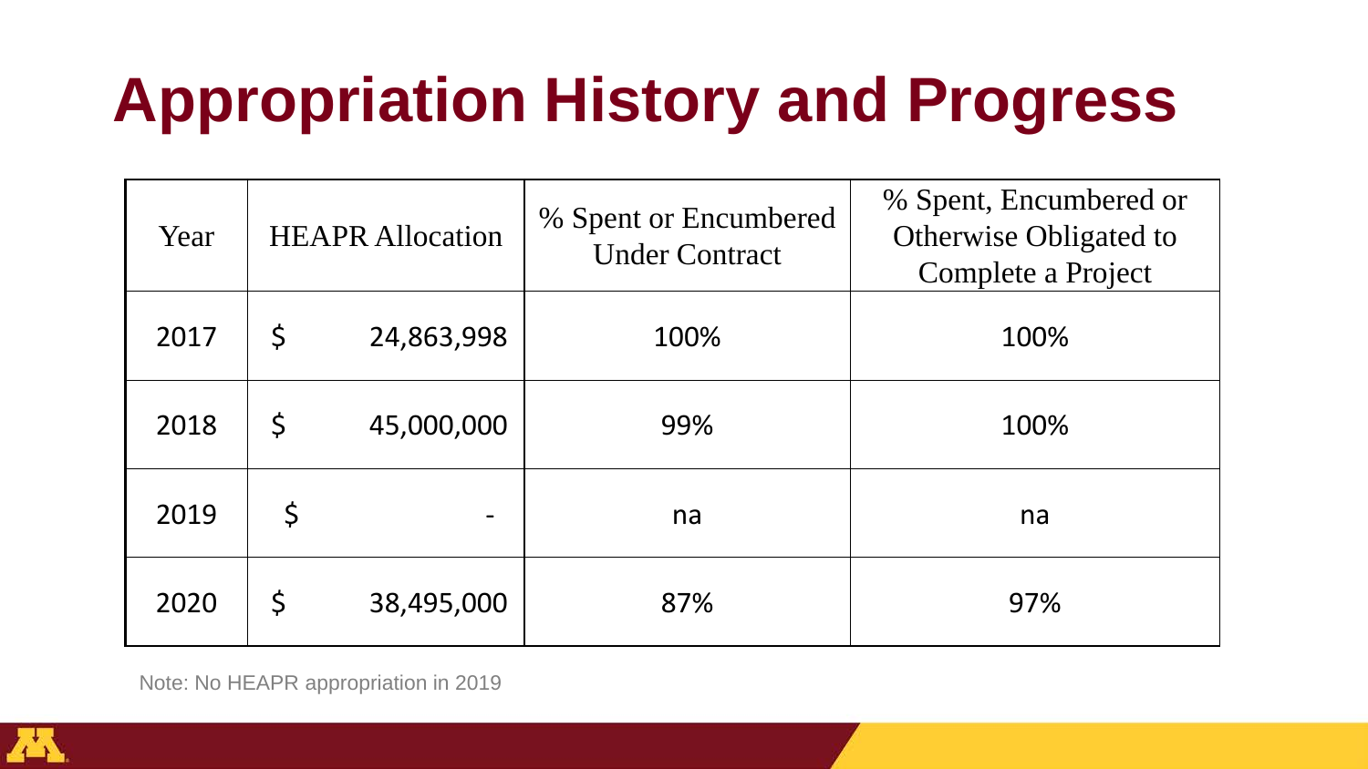# Appropriation History and Progress

| Year | HEAPR Allocation | % Spent or Encumbered Under Contract | % Spent, Encumbered or Otherwise Obligated to Complete a Project |
|---|---|---|---|
| 2017 | $ 24,863,998 | 100% | 100% |
| 2018 | $ 45,000,000 | 99% | 100% |
| 2019 | $ - | na | na |
| 2020 | $ 38,495,000 | 87% | 97% |

Note: No HEAPR appropriation in 2019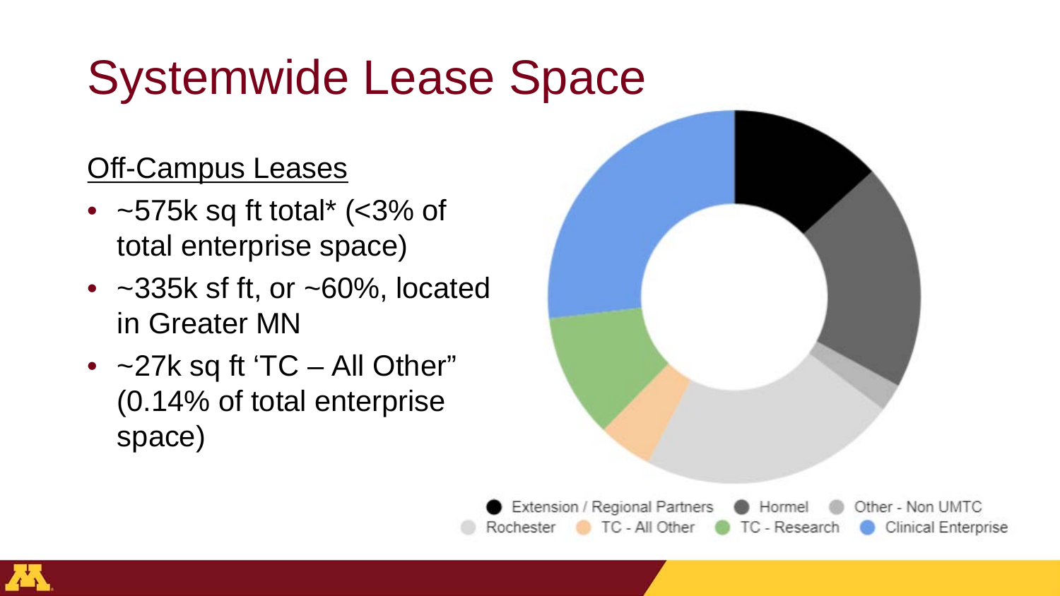# Systemwide Lease Space

Off-Campus Leases

- ~575k sq ft total* (<3% of total enterprise space)
- ~335k sf ft, or ~60%, located in Greater MN
- ~27k sq ft 'TC – All Other" (0.14% of total enterprise space)

Extension / Regional Partners, Hormel, Other - Non UMTC, Rochester, TC - All Other, TC - Research, Clinical Enterprise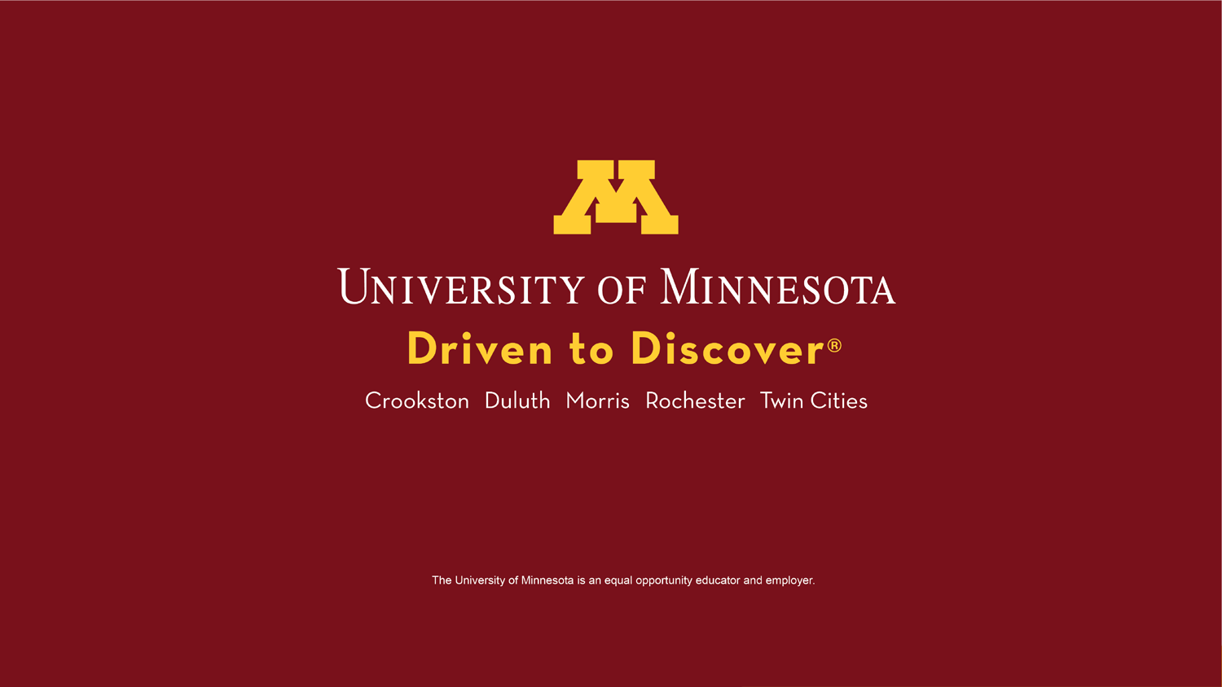# University of Minnesota

**Driven to Discover®**

Crookston Duluth Morris Rochester Twin Cities

The University of Minnesota is an equal opportunity educator and employer.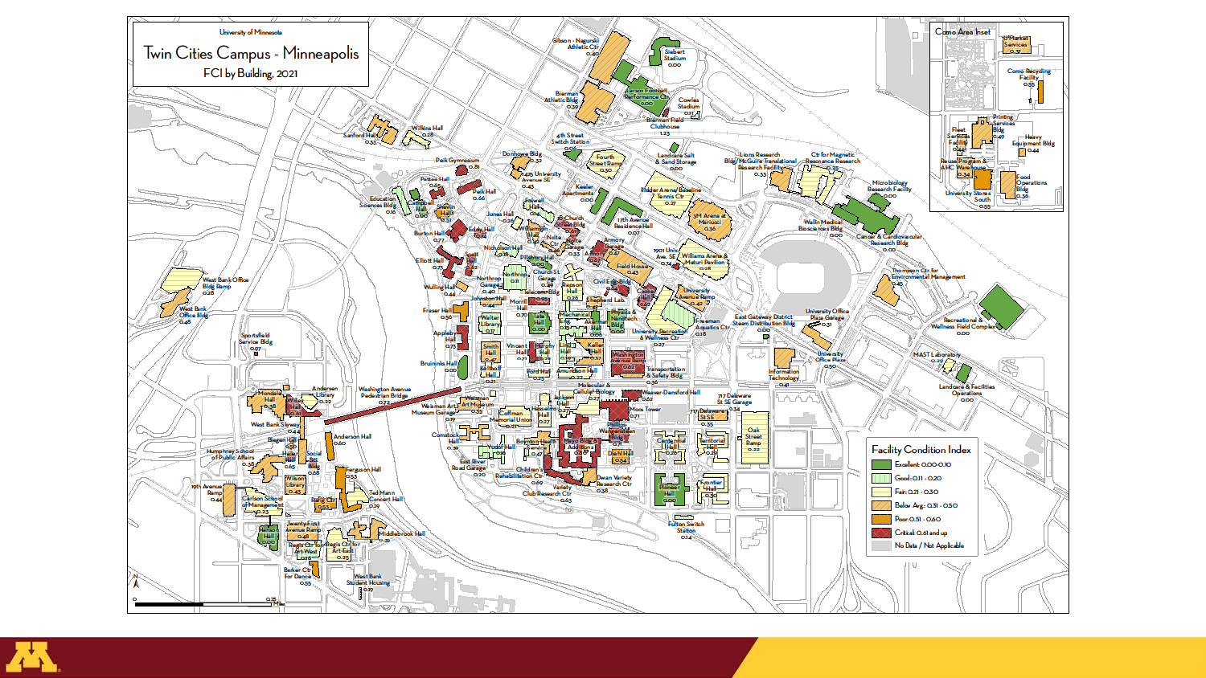University of Minnesota

# Twin Cities Campus - Minneapolis

FCI by Building, 2021

## Facility Condition Index

- Excellent: 0.00–0.10
- Good: 0.11 – 0.20
- Fair: 0.21 – 0.30
- Below Avg.: 0.31 – 0.50
- Poor: 0.51 – 0.60
- Critical: 0.61 and up
- No Data / Not Applicable

Como Area Inset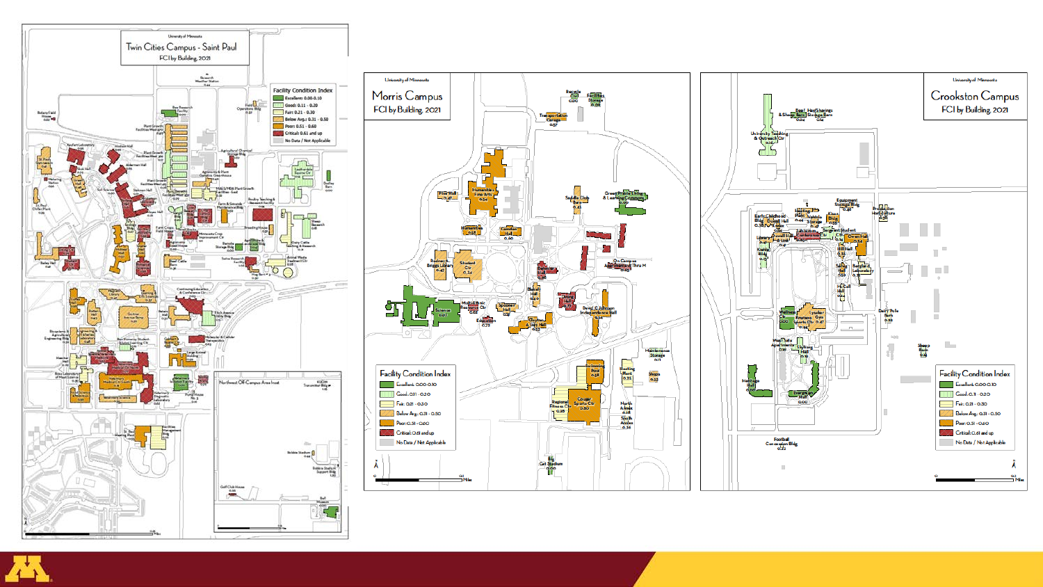University of Minnesota

# Twin Cities Campus - Saint Paul

FCI by Building, 2021

**Facility Condition Index**

- Excellent: 0.00-0.10
- Good: 0.11 - 0.20
- Fair: 0.21 - 0.30
- Below Avg.: 0.31 - 0.50
- Poor: 0.51 - 0.60
- Critical: 0.61 and up
- No Data / Not Applicable

Northwest Off-Campus Area Inset

University of Minnesota

# Morris Campus

FCI by Building, 2021

**Facility Condition Index**

- Excellent: 0.00-0.10
- Good: 0.11 - 0.20
- Fair: 0.21 - 0.30
- Below Avg.: 0.31 - 0.50
- Poor: 0.51 - 0.60
- Critical: 0.61 and up
- No Data / Not Applicable

University of Minnesota

# Crookston Campus

FCI by Building, 2021

**Facility Condition Index**

- Excellent: 0.00-0.10
- Good: 0.11 - 0.20
- Fair: 0.21 - 0.30
- Below Avg.: 0.31 - 0.50
- Poor: 0.51 - 0.60
- Critical: 0.61 and up
- No Data / Not Applicable